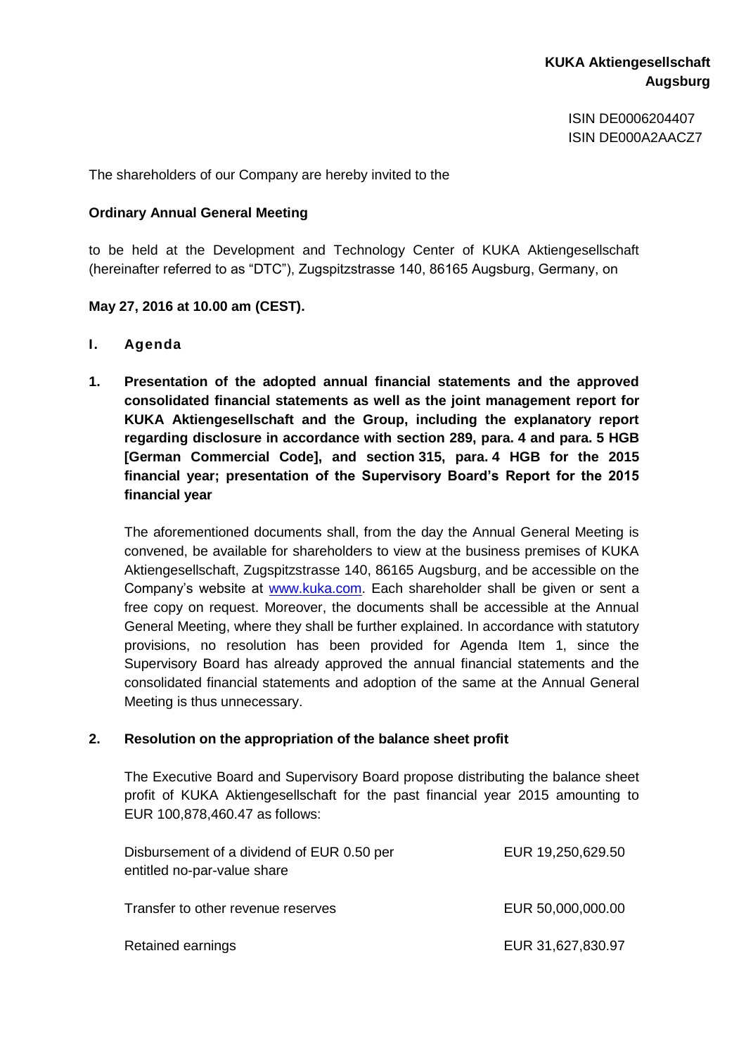**KUKA Aktiengesellschaft**
**Augsburg**

ISIN DE0006204407
ISIN DE000A2AACZ7

The shareholders of our Company are hereby invited to the

**Ordinary Annual General Meeting**

to be held at the Development and Technology Center of KUKA Aktiengesellschaft (hereinafter referred to as "DTC"), Zugspitzstrasse 140, 86165 Augsburg, Germany, on

**May 27, 2016 at 10.00 am (CEST).**

## I. Agenda

### 1. Presentation of the adopted annual financial statements and the approved consolidated financial statements as well as the joint management report for KUKA Aktiengesellschaft and the Group, including the explanatory report regarding disclosure in accordance with section 289, para. 4 and para. 5 HGB [German Commercial Code], and section 315, para. 4 HGB for the 2015 financial year; presentation of the Supervisory Board's Report for the 2015 financial year

The aforementioned documents shall, from the day the Annual General Meeting is convened, be available for shareholders to view at the business premises of KUKA Aktiengesellschaft, Zugspitzstrasse 140, 86165 Augsburg, and be accessible on the Company's website at www.kuka.com. Each shareholder shall be given or sent a free copy on request. Moreover, the documents shall be accessible at the Annual General Meeting, where they shall be further explained. In accordance with statutory provisions, no resolution has been provided for Agenda Item 1, since the Supervisory Board has already approved the annual financial statements and the consolidated financial statements and adoption of the same at the Annual General Meeting is thus unnecessary.

### 2. Resolution on the appropriation of the balance sheet profit

The Executive Board and Supervisory Board propose distributing the balance sheet profit of KUKA Aktiengesellschaft for the past financial year 2015 amounting to EUR 100,878,460.47 as follows:

| | |
|---|---|
| Disbursement of a dividend of EUR 0.50 per entitled no-par-value share | EUR 19,250,629.50 |
| Transfer to other revenue reserves | EUR 50,000,000.00 |
| Retained earnings | EUR 31,627,830.97 |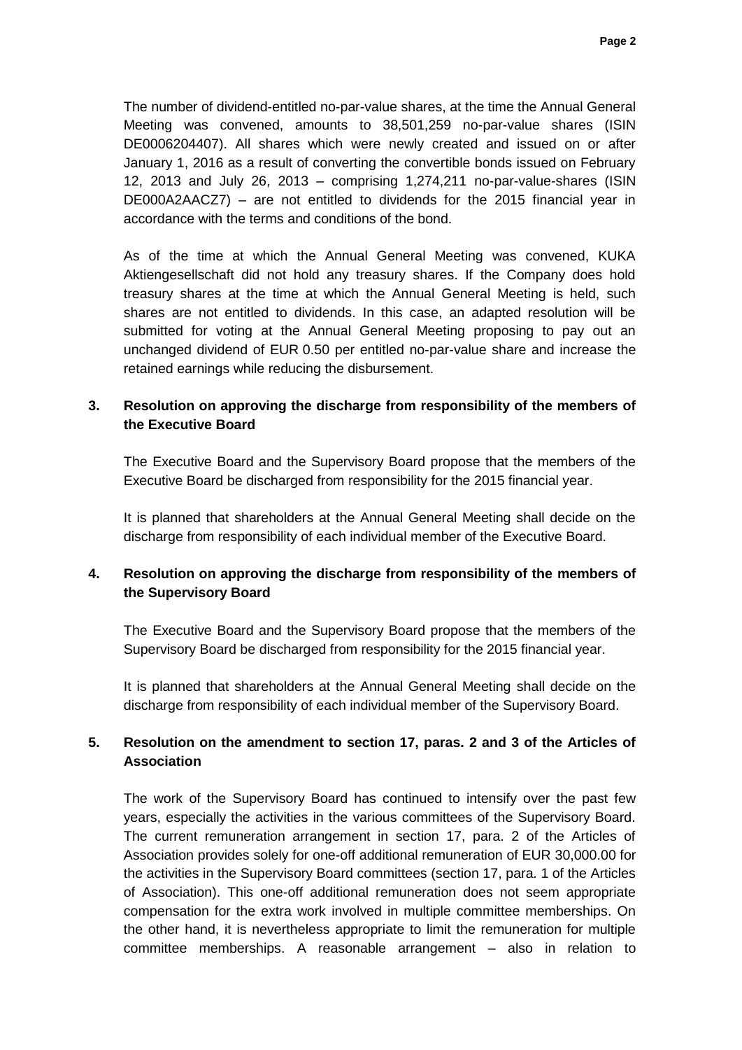The number of dividend-entitled no-par-value shares, at the time the Annual General Meeting was convened, amounts to 38,501,259 no-par-value shares (ISIN DE0006204407). All shares which were newly created and issued on or after January 1, 2016 as a result of converting the convertible bonds issued on February 12, 2013 and July 26, 2013 – comprising 1,274,211 no-par-value-shares (ISIN DE000A2AACZ7) – are not entitled to dividends for the 2015 financial year in accordance with the terms and conditions of the bond.

As of the time at which the Annual General Meeting was convened, KUKA Aktiengesellschaft did not hold any treasury shares. If the Company does hold treasury shares at the time at which the Annual General Meeting is held, such shares are not entitled to dividends. In this case, an adapted resolution will be submitted for voting at the Annual General Meeting proposing to pay out an unchanged dividend of EUR 0.50 per entitled no-par-value share and increase the retained earnings while reducing the disbursement.

### 3. Resolution on approving the discharge from responsibility of the members of the Executive Board

The Executive Board and the Supervisory Board propose that the members of the Executive Board be discharged from responsibility for the 2015 financial year.

It is planned that shareholders at the Annual General Meeting shall decide on the discharge from responsibility of each individual member of the Executive Board.

### 4. Resolution on approving the discharge from responsibility of the members of the Supervisory Board

The Executive Board and the Supervisory Board propose that the members of the Supervisory Board be discharged from responsibility for the 2015 financial year.

It is planned that shareholders at the Annual General Meeting shall decide on the discharge from responsibility of each individual member of the Supervisory Board.

### 5. Resolution on the amendment to section 17, paras. 2 and 3 of the Articles of Association

The work of the Supervisory Board has continued to intensify over the past few years, especially the activities in the various committees of the Supervisory Board. The current remuneration arrangement in section 17, para. 2 of the Articles of Association provides solely for one-off additional remuneration of EUR 30,000.00 for the activities in the Supervisory Board committees (section 17, para. 1 of the Articles of Association). This one-off additional remuneration does not seem appropriate compensation for the extra work involved in multiple committee memberships. On the other hand, it is nevertheless appropriate to limit the remuneration for multiple committee memberships. A reasonable arrangement – also in relation to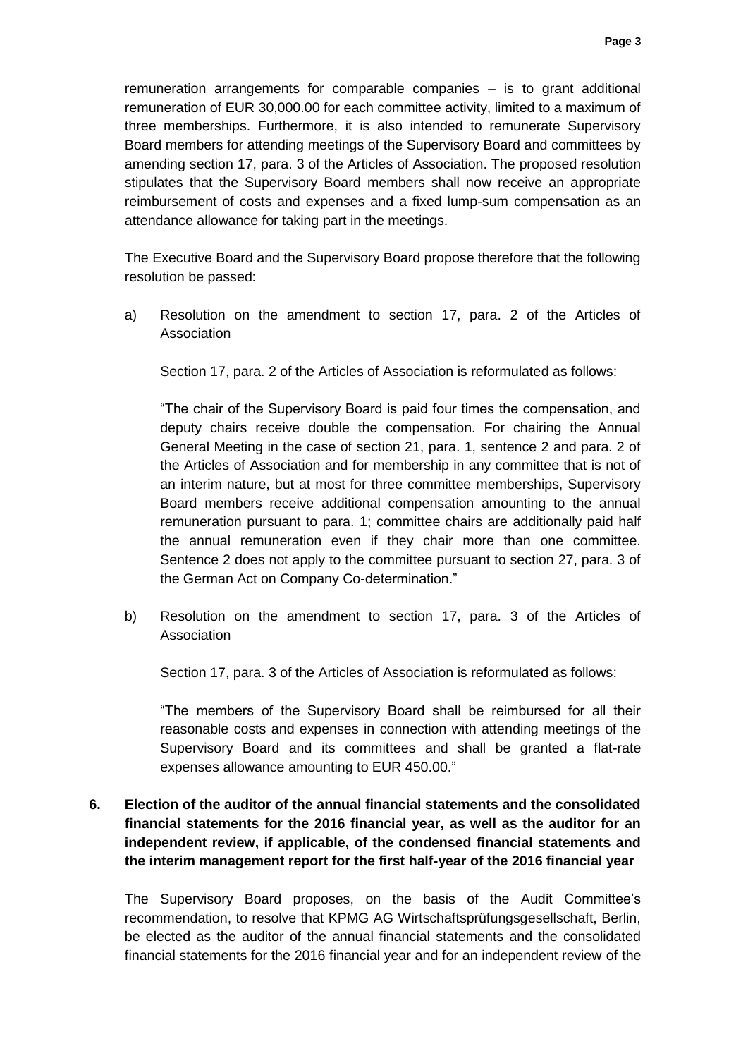remuneration arrangements for comparable companies – is to grant additional remuneration of EUR 30,000.00 for each committee activity, limited to a maximum of three memberships. Furthermore, it is also intended to remunerate Supervisory Board members for attending meetings of the Supervisory Board and committees by amending section 17, para. 3 of the Articles of Association. The proposed resolution stipulates that the Supervisory Board members shall now receive an appropriate reimbursement of costs and expenses and a fixed lump-sum compensation as an attendance allowance for taking part in the meetings.

The Executive Board and the Supervisory Board propose therefore that the following resolution be passed:

a) Resolution on the amendment to section 17, para. 2 of the Articles of Association

   Section 17, para. 2 of the Articles of Association is reformulated as follows:

   "The chair of the Supervisory Board is paid four times the compensation, and deputy chairs receive double the compensation. For chairing the Annual General Meeting in the case of section 21, para. 1, sentence 2 and para. 2 of the Articles of Association and for membership in any committee that is not of an interim nature, but at most for three committee memberships, Supervisory Board members receive additional compensation amounting to the annual remuneration pursuant to para. 1; committee chairs are additionally paid half the annual remuneration even if they chair more than one committee. Sentence 2 does not apply to the committee pursuant to section 27, para. 3 of the German Act on Company Co-determination."

b) Resolution on the amendment to section 17, para. 3 of the Articles of Association

   Section 17, para. 3 of the Articles of Association is reformulated as follows:

   "The members of the Supervisory Board shall be reimbursed for all their reasonable costs and expenses in connection with attending meetings of the Supervisory Board and its committees and shall be granted a flat-rate expenses allowance amounting to EUR 450.00."

**6. Election of the auditor of the annual financial statements and the consolidated financial statements for the 2016 financial year, as well as the auditor for an independent review, if applicable, of the condensed financial statements and the interim management report for the first half-year of the 2016 financial year**

The Supervisory Board proposes, on the basis of the Audit Committee's recommendation, to resolve that KPMG AG Wirtschaftsprüfungsgesellschaft, Berlin, be elected as the auditor of the annual financial statements and the consolidated financial statements for the 2016 financial year and for an independent review of the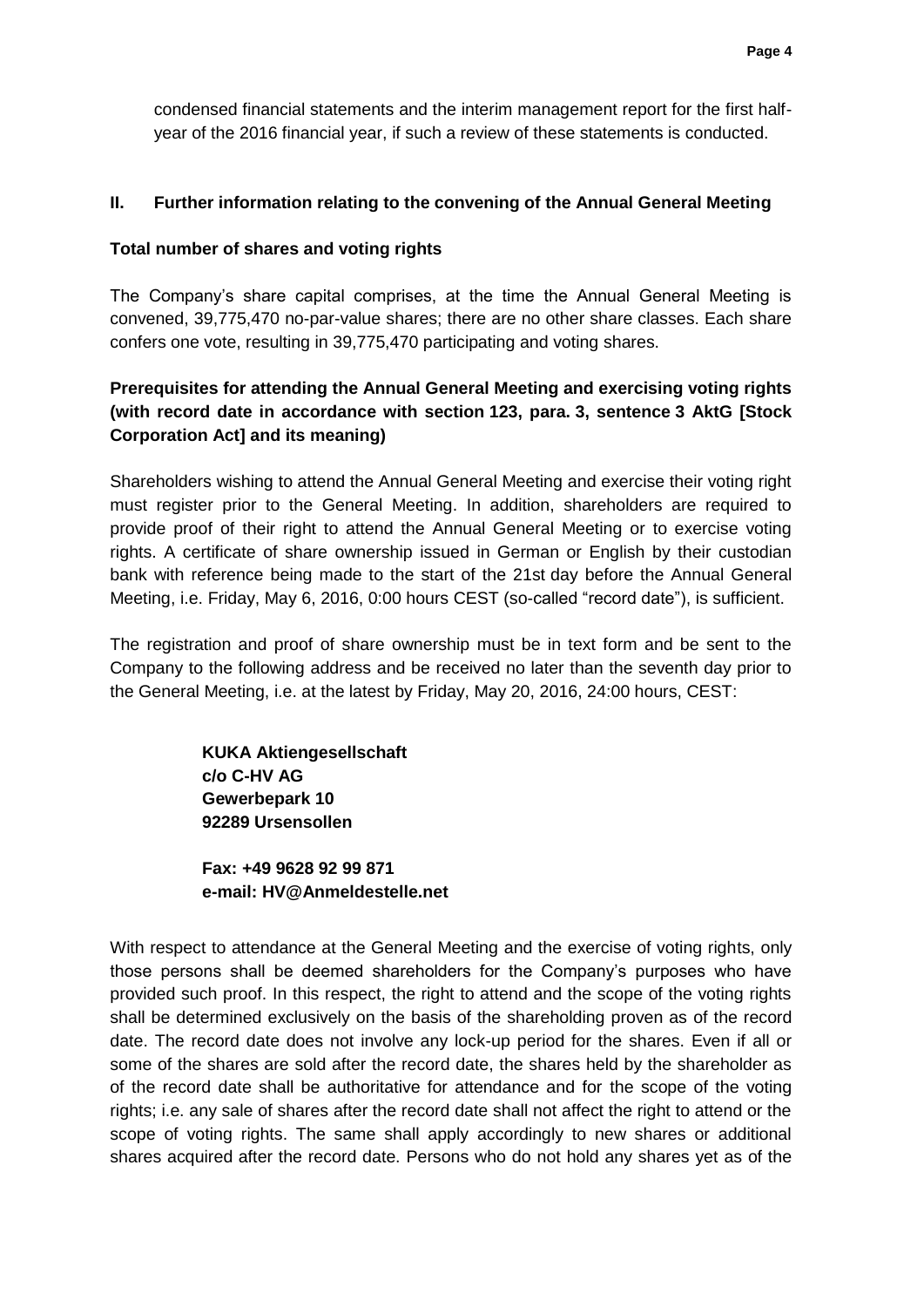condensed financial statements and the interim management report for the first half-year of the 2016 financial year, if such a review of these statements is conducted.

## II. Further information relating to the convening of the Annual General Meeting

**Total number of shares and voting rights**

The Company's share capital comprises, at the time the Annual General Meeting is convened, 39,775,470 no-par-value shares; there are no other share classes. Each share confers one vote, resulting in 39,775,470 participating and voting shares.

**Prerequisites for attending the Annual General Meeting and exercising voting rights (with record date in accordance with section 123, para. 3, sentence 3 AktG [Stock Corporation Act] and its meaning)**

Shareholders wishing to attend the Annual General Meeting and exercise their voting right must register prior to the General Meeting. In addition, shareholders are required to provide proof of their right to attend the Annual General Meeting or to exercise voting rights. A certificate of share ownership issued in German or English by their custodian bank with reference being made to the start of the 21st day before the Annual General Meeting, i.e. Friday, May 6, 2016, 0:00 hours CEST (so-called "record date"), is sufficient.

The registration and proof of share ownership must be in text form and be sent to the Company to the following address and be received no later than the seventh day prior to the General Meeting, i.e. at the latest by Friday, May 20, 2016, 24:00 hours, CEST:

> **KUKA Aktiengesellschaft**
> **c/o C-HV AG**
> **Gewerbepark 10**
> **92289 Ursensollen**
>
> **Fax: +49 9628 92 99 871**
> **e-mail: HV@Anmeldestelle.net**

With respect to attendance at the General Meeting and the exercise of voting rights, only those persons shall be deemed shareholders for the Company's purposes who have provided such proof. In this respect, the right to attend and the scope of the voting rights shall be determined exclusively on the basis of the shareholding proven as of the record date. The record date does not involve any lock-up period for the shares. Even if all or some of the shares are sold after the record date, the shares held by the shareholder as of the record date shall be authoritative for attendance and for the scope of the voting rights; i.e. any sale of shares after the record date shall not affect the right to attend or the scope of voting rights. The same shall apply accordingly to new shares or additional shares acquired after the record date. Persons who do not hold any shares yet as of the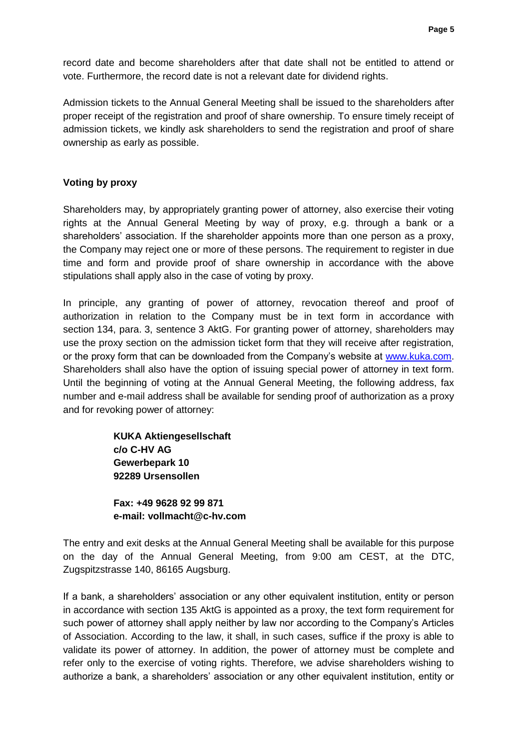record date and become shareholders after that date shall not be entitled to attend or vote. Furthermore, the record date is not a relevant date for dividend rights.

Admission tickets to the Annual General Meeting shall be issued to the shareholders after proper receipt of the registration and proof of share ownership. To ensure timely receipt of admission tickets, we kindly ask shareholders to send the registration and proof of share ownership as early as possible.

**Voting by proxy**

Shareholders may, by appropriately granting power of attorney, also exercise their voting rights at the Annual General Meeting by way of proxy, e.g. through a bank or a shareholders' association. If the shareholder appoints more than one person as a proxy, the Company may reject one or more of these persons. The requirement to register in due time and form and provide proof of share ownership in accordance with the above stipulations shall apply also in the case of voting by proxy.

In principle, any granting of power of attorney, revocation thereof and proof of authorization in relation to the Company must be in text form in accordance with section 134, para. 3, sentence 3 AktG. For granting power of attorney, shareholders may use the proxy section on the admission ticket form that they will receive after registration, or the proxy form that can be downloaded from the Company's website at www.kuka.com. Shareholders shall also have the option of issuing special power of attorney in text form. Until the beginning of voting at the Annual General Meeting, the following address, fax number and e-mail address shall be available for sending proof of authorization as a proxy and for revoking power of attorney:

**KUKA Aktiengesellschaft**
**c/o C-HV AG**
**Gewerbepark 10**
**92289 Ursensollen**

**Fax: +49 9628 92 99 871**
**e-mail: vollmacht@c-hv.com**

The entry and exit desks at the Annual General Meeting shall be available for this purpose on the day of the Annual General Meeting, from 9:00 am CEST, at the DTC, Zugspitzstrasse 140, 86165 Augsburg.

If a bank, a shareholders' association or any other equivalent institution, entity or person in accordance with section 135 AktG is appointed as a proxy, the text form requirement for such power of attorney shall apply neither by law nor according to the Company's Articles of Association. According to the law, it shall, in such cases, suffice if the proxy is able to validate its power of attorney. In addition, the power of attorney must be complete and refer only to the exercise of voting rights. Therefore, we advise shareholders wishing to authorize a bank, a shareholders' association or any other equivalent institution, entity or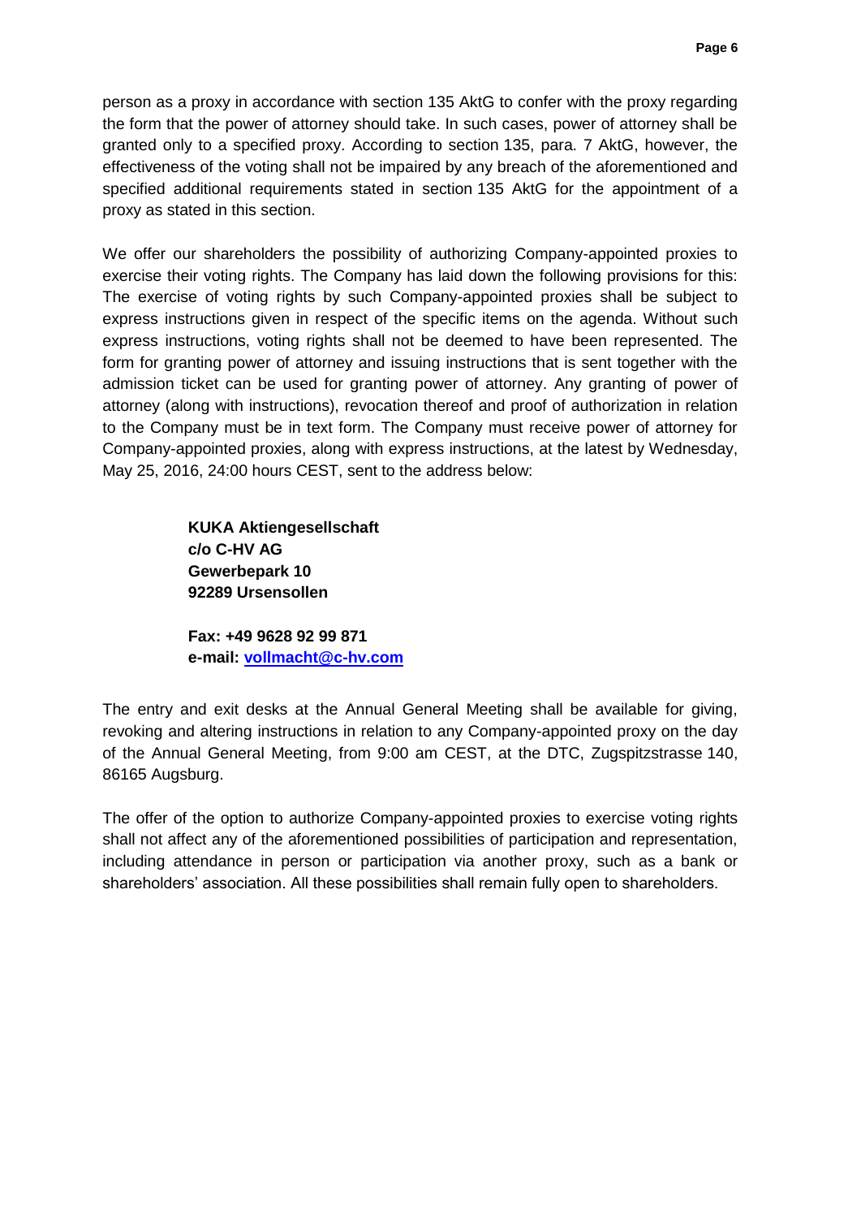person as a proxy in accordance with section 135 AktG to confer with the proxy regarding the form that the power of attorney should take. In such cases, power of attorney shall be granted only to a specified proxy. According to section 135, para. 7 AktG, however, the effectiveness of the voting shall not be impaired by any breach of the aforementioned and specified additional requirements stated in section 135 AktG for the appointment of a proxy as stated in this section.

We offer our shareholders the possibility of authorizing Company-appointed proxies to exercise their voting rights. The Company has laid down the following provisions for this: The exercise of voting rights by such Company-appointed proxies shall be subject to express instructions given in respect of the specific items on the agenda. Without such express instructions, voting rights shall not be deemed to have been represented. The form for granting power of attorney and issuing instructions that is sent together with the admission ticket can be used for granting power of attorney. Any granting of power of attorney (along with instructions), revocation thereof and proof of authorization in relation to the Company must be in text form. The Company must receive power of attorney for Company-appointed proxies, along with express instructions, at the latest by Wednesday, May 25, 2016, 24:00 hours CEST, sent to the address below:

**KUKA Aktiengesellschaft**
**c/o C-HV AG**
**Gewerbepark 10**
**92289 Ursensollen**

**Fax: +49 9628 92 99 871**
**e-mail: vollmacht@c-hv.com**

The entry and exit desks at the Annual General Meeting shall be available for giving, revoking and altering instructions in relation to any Company-appointed proxy on the day of the Annual General Meeting, from 9:00 am CEST, at the DTC, Zugspitzstrasse 140, 86165 Augsburg.

The offer of the option to authorize Company-appointed proxies to exercise voting rights shall not affect any of the aforementioned possibilities of participation and representation, including attendance in person or participation via another proxy, such as a bank or shareholders' association. All these possibilities shall remain fully open to shareholders.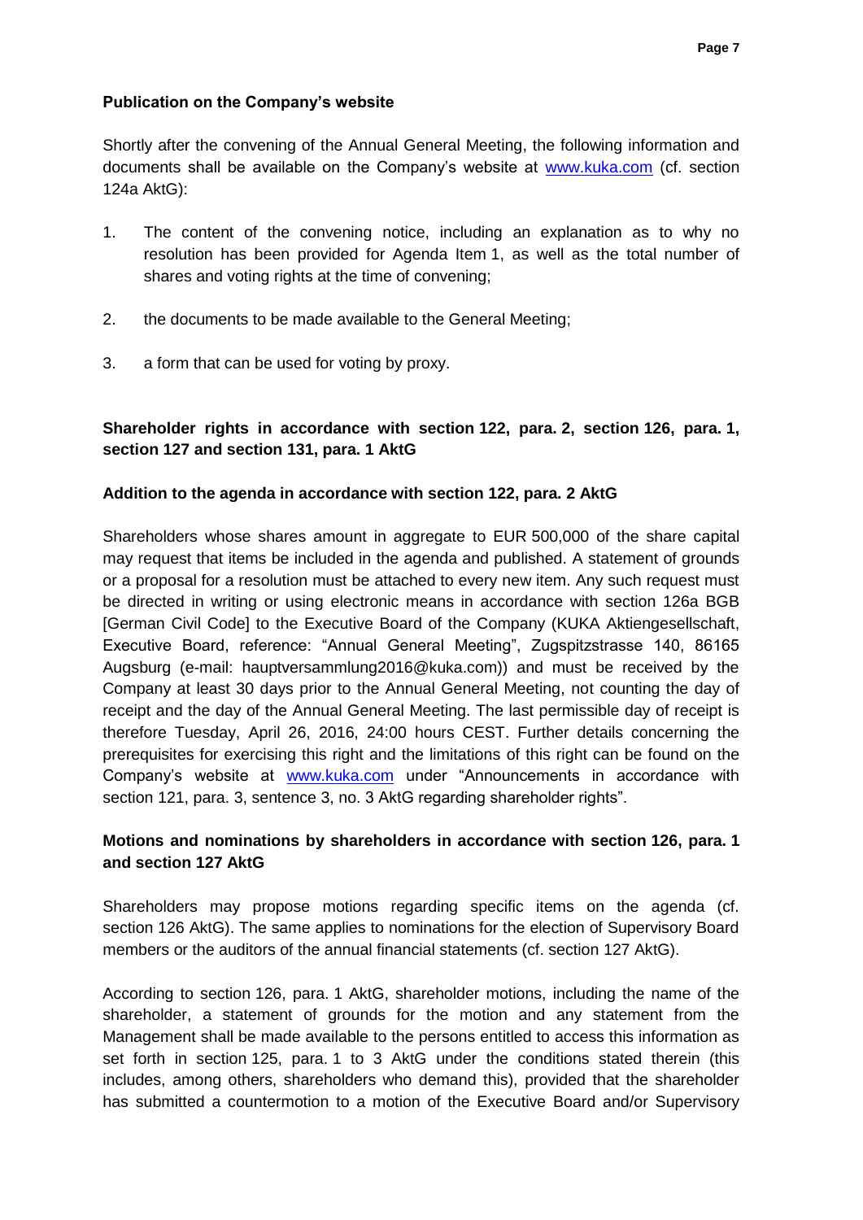**Publication on the Company's website**

Shortly after the convening of the Annual General Meeting, the following information and documents shall be available on the Company's website at www.kuka.com (cf. section 124a AktG):

1. The content of the convening notice, including an explanation as to why no resolution has been provided for Agenda Item 1, as well as the total number of shares and voting rights at the time of convening;

2. the documents to be made available to the General Meeting;

3. a form that can be used for voting by proxy.

**Shareholder rights in accordance with section 122, para. 2, section 126, para. 1, section 127 and section 131, para. 1 AktG**

**Addition to the agenda in accordance with section 122, para. 2 AktG**

Shareholders whose shares amount in aggregate to EUR 500,000 of the share capital may request that items be included in the agenda and published. A statement of grounds or a proposal for a resolution must be attached to every new item. Any such request must be directed in writing or using electronic means in accordance with section 126a BGB [German Civil Code] to the Executive Board of the Company (KUKA Aktiengesellschaft, Executive Board, reference: "Annual General Meeting", Zugspitzstrasse 140, 86165 Augsburg (e-mail: hauptversammlung2016@kuka.com)) and must be received by the Company at least 30 days prior to the Annual General Meeting, not counting the day of receipt and the day of the Annual General Meeting. The last permissible day of receipt is therefore Tuesday, April 26, 2016, 24:00 hours CEST. Further details concerning the prerequisites for exercising this right and the limitations of this right can be found on the Company's website at www.kuka.com under "Announcements in accordance with section 121, para. 3, sentence 3, no. 3 AktG regarding shareholder rights".

**Motions and nominations by shareholders in accordance with section 126, para. 1 and section 127 AktG**

Shareholders may propose motions regarding specific items on the agenda (cf. section 126 AktG). The same applies to nominations for the election of Supervisory Board members or the auditors of the annual financial statements (cf. section 127 AktG).

According to section 126, para. 1 AktG, shareholder motions, including the name of the shareholder, a statement of grounds for the motion and any statement from the Management shall be made available to the persons entitled to access this information as set forth in section 125, para. 1 to 3 AktG under the conditions stated therein (this includes, among others, shareholders who demand this), provided that the shareholder has submitted a countermotion to a motion of the Executive Board and/or Supervisory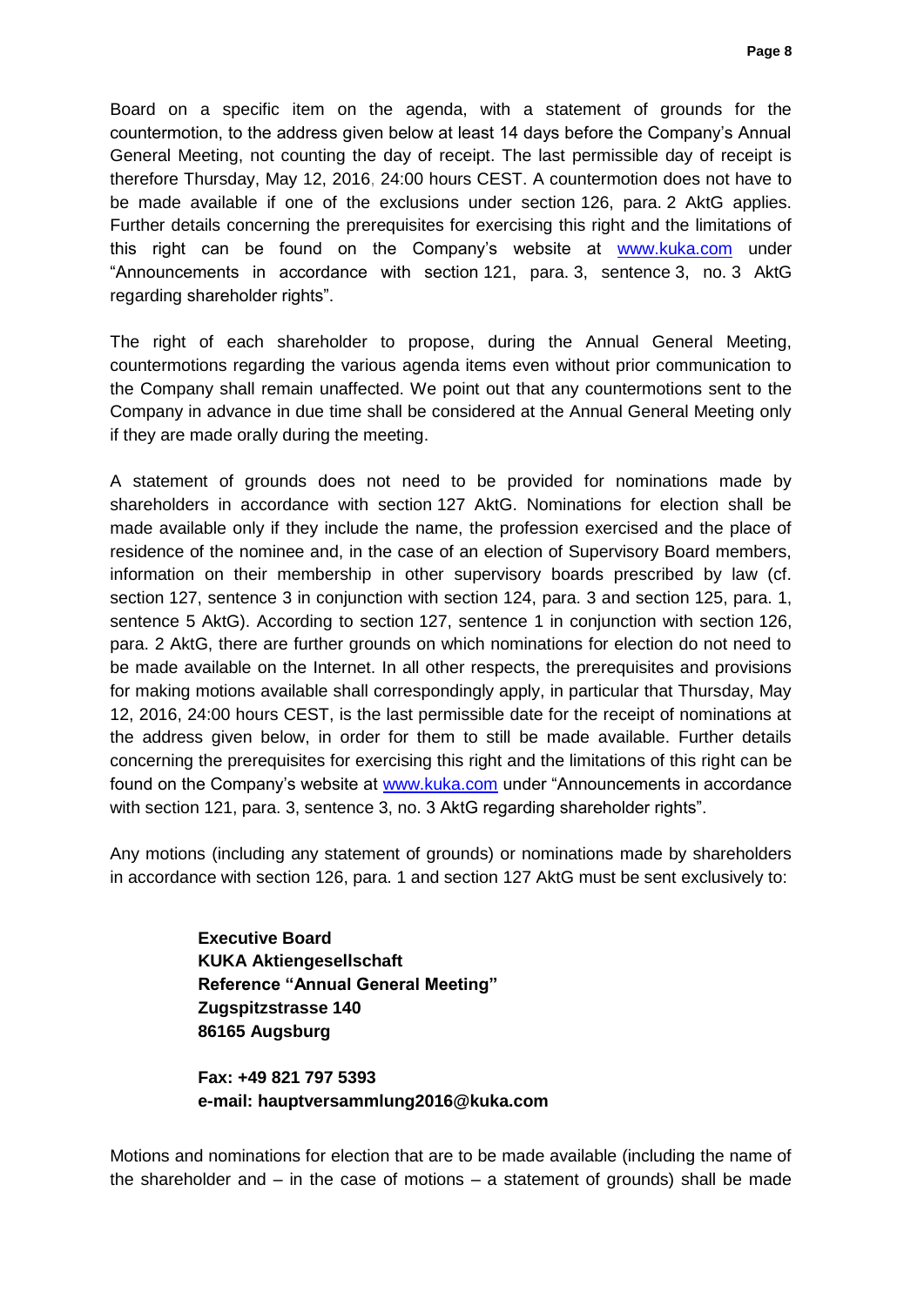Board on a specific item on the agenda, with a statement of grounds for the countermotion, to the address given below at least 14 days before the Company's Annual General Meeting, not counting the day of receipt. The last permissible day of receipt is therefore Thursday, May 12, 2016, 24:00 hours CEST. A countermotion does not have to be made available if one of the exclusions under section 126, para. 2 AktG applies. Further details concerning the prerequisites for exercising this right and the limitations of this right can be found on the Company's website at [www.kuka.com](www.kuka.com) under "Announcements in accordance with section 121, para. 3, sentence 3, no. 3 AktG regarding shareholder rights".

The right of each shareholder to propose, during the Annual General Meeting, countermotions regarding the various agenda items even without prior communication to the Company shall remain unaffected. We point out that any countermotions sent to the Company in advance in due time shall be considered at the Annual General Meeting only if they are made orally during the meeting.

A statement of grounds does not need to be provided for nominations made by shareholders in accordance with section 127 AktG. Nominations for election shall be made available only if they include the name, the profession exercised and the place of residence of the nominee and, in the case of an election of Supervisory Board members, information on their membership in other supervisory boards prescribed by law (cf. section 127, sentence 3 in conjunction with section 124, para. 3 and section 125, para. 1, sentence 5 AktG). According to section 127, sentence 1 in conjunction with section 126, para. 2 AktG, there are further grounds on which nominations for election do not need to be made available on the Internet. In all other respects, the prerequisites and provisions for making motions available shall correspondingly apply, in particular that Thursday, May 12, 2016, 24:00 hours CEST, is the last permissible date for the receipt of nominations at the address given below, in order for them to still be made available. Further details concerning the prerequisites for exercising this right and the limitations of this right can be found on the Company's website at [www.kuka.com](www.kuka.com) under "Announcements in accordance with section 121, para. 3, sentence 3, no. 3 AktG regarding shareholder rights".

Any motions (including any statement of grounds) or nominations made by shareholders in accordance with section 126, para. 1 and section 127 AktG must be sent exclusively to:

**Executive Board**
**KUKA Aktiengesellschaft**
**Reference "Annual General Meeting"**
**Zugspitzstrasse 140**
**86165 Augsburg**

**Fax: +49 821 797 5393**
**e-mail: hauptversammlung2016@kuka.com**

Motions and nominations for election that are to be made available (including the name of the shareholder and – in the case of motions – a statement of grounds) shall be made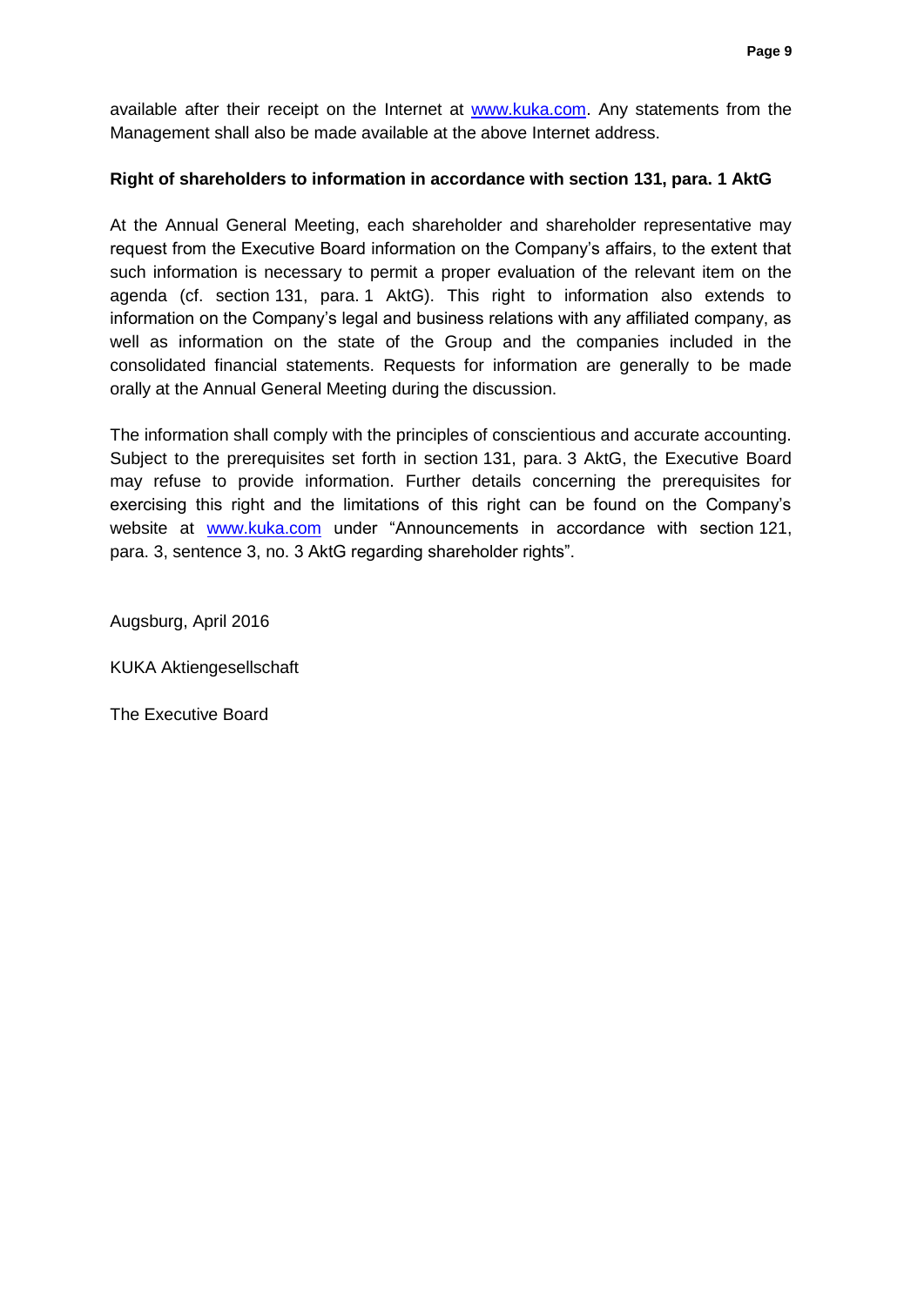available after their receipt on the Internet at www.kuka.com. Any statements from the Management shall also be made available at the above Internet address.

**Right of shareholders to information in accordance with section 131, para. 1 AktG**

At the Annual General Meeting, each shareholder and shareholder representative may request from the Executive Board information on the Company's affairs, to the extent that such information is necessary to permit a proper evaluation of the relevant item on the agenda (cf. section 131, para. 1 AktG). This right to information also extends to information on the Company's legal and business relations with any affiliated company, as well as information on the state of the Group and the companies included in the consolidated financial statements. Requests for information are generally to be made orally at the Annual General Meeting during the discussion.

The information shall comply with the principles of conscientious and accurate accounting. Subject to the prerequisites set forth in section 131, para. 3 AktG, the Executive Board may refuse to provide information. Further details concerning the prerequisites for exercising this right and the limitations of this right can be found on the Company's website at www.kuka.com under "Announcements in accordance with section 121, para. 3, sentence 3, no. 3 AktG regarding shareholder rights".

Augsburg, April 2016

KUKA Aktiengesellschaft

The Executive Board